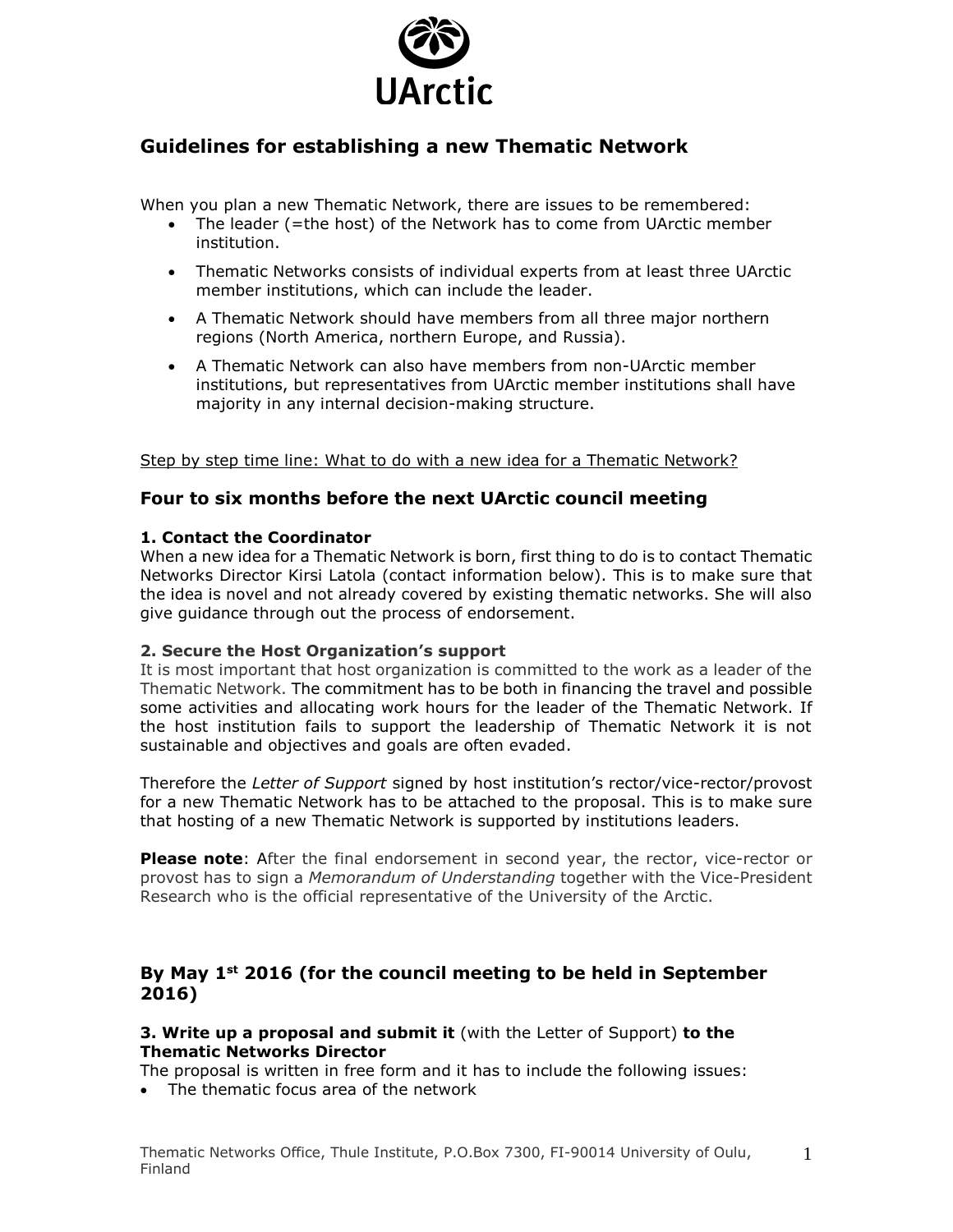UArctic

## Guidelines for establishing a new Thematic Network

When you plan a new Thematic Network, there are issues to be remembered:

- The leader (=the host) of the Network has to come from UArctic member institution.
- Thematic Networks consists of individual experts from at least three UArctic member institutions, which can include the leader.
- A Thematic Network should have members from all three major northern regions (North America, northern Europe, and Russia).
- A Thematic Network can also have members from non-UArctic member institutions, but representatives from UArctic member institutions shall have majority in any internal decision-making structure.

<u>Step by step time line: What to do with a new idea for a Thematic Network?</u>

### Four to six months before the next UArctic council meeting

**1. Contact the Coordinator**

When a new idea for a Thematic Network is born, first thing to do is to contact Thematic Networks Director Kirsi Latola (contact information below). This is to make sure that the idea is novel and not already covered by existing thematic networks. She will also give guidance through out the process of endorsement.

**2. Secure the Host Organization's support**

It is most important that host organization is committed to the work as a leader of the Thematic Network. The commitment has to be both in financing the travel and possible some activities and allocating work hours for the leader of the Thematic Network. If the host institution fails to support the leadership of Thematic Network it is not sustainable and objectives and goals are often evaded.

Therefore the *Letter of Support* signed by host institution's rector/vice-rector/provost for a new Thematic Network has to be attached to the proposal. This is to make sure that hosting of a new Thematic Network is supported by institutions leaders.

**Please note**: After the final endorsement in second year, the rector, vice-rector or provost has to sign a *Memorandum of Understanding* together with the Vice-President Research who is the official representative of the University of the Arctic.

### By May 1st 2016 (for the council meeting to be held in September 2016)

**3. Write up a proposal and submit it** (with the Letter of Support) **to the Thematic Networks Director**

The proposal is written in free form and it has to include the following issues:

- The thematic focus area of the network

Thematic Networks Office, Thule Institute, P.O.Box 7300, FI-90014 University of Oulu, Finland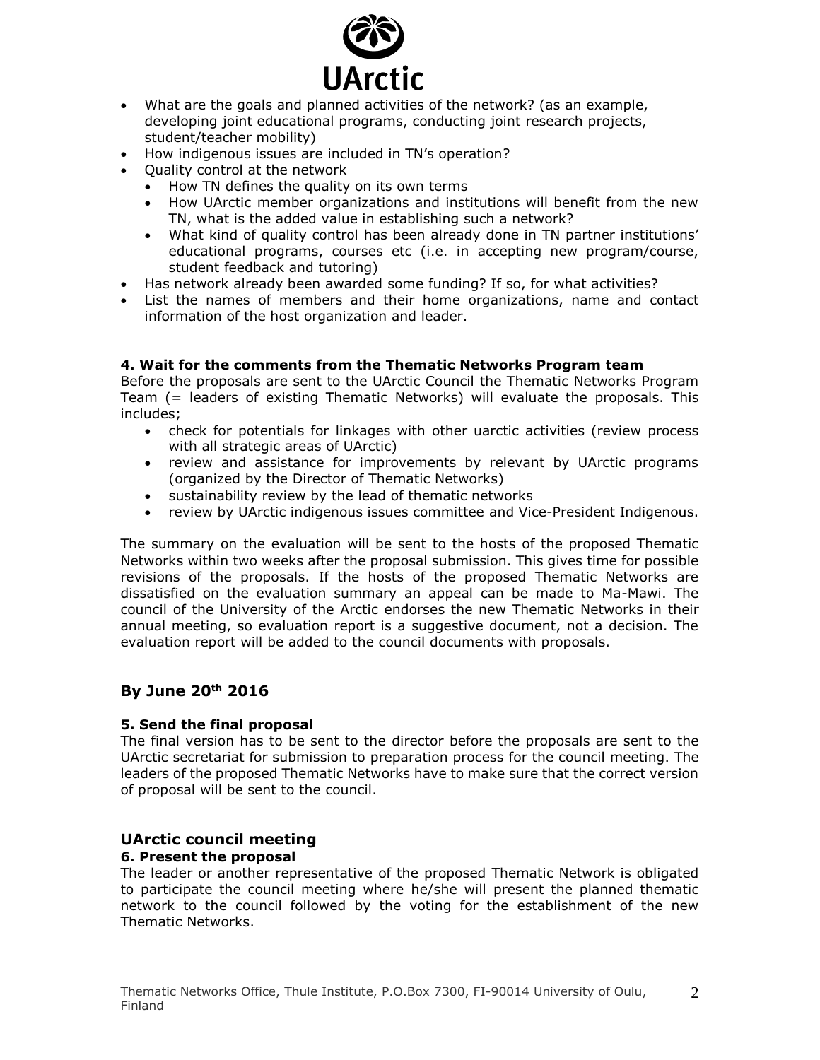- What are the goals and planned activities of the network? (as an example, developing joint educational programs, conducting joint research projects, student/teacher mobility)
- How indigenous issues are included in TN's operation?
- Quality control at the network
  - How TN defines the quality on its own terms
  - How UArctic member organizations and institutions will benefit from the new TN, what is the added value in establishing such a network?
  - What kind of quality control has been already done in TN partner institutions' educational programs, courses etc (i.e. in accepting new program/course, student feedback and tutoring)
- Has network already been awarded some funding? If so, for what activities?
- List the names of members and their home organizations, name and contact information of the host organization and leader.

#### 4. Wait for the comments from the Thematic Networks Program team

Before the proposals are sent to the UArctic Council the Thematic Networks Program Team (= leaders of existing Thematic Networks) will evaluate the proposals. This includes;

- check for potentials for linkages with other uarctic activities (review process with all strategic areas of UArctic)
- review and assistance for improvements by relevant by UArctic programs (organized by the Director of Thematic Networks)
- sustainability review by the lead of thematic networks
- review by UArctic indigenous issues committee and Vice-President Indigenous.

The summary on the evaluation will be sent to the hosts of the proposed Thematic Networks within two weeks after the proposal submission. This gives time for possible revisions of the proposals. If the hosts of the proposed Thematic Networks are dissatisfied on the evaluation summary an appeal can be made to Ma-Mawi. The council of the University of the Arctic endorses the new Thematic Networks in their annual meeting, so evaluation report is a suggestive document, not a decision. The evaluation report will be added to the council documents with proposals.

### By June 20th 2016

#### 5. Send the final proposal

The final version has to be sent to the director before the proposals are sent to the UArctic secretariat for submission to preparation process for the council meeting. The leaders of the proposed Thematic Networks have to make sure that the correct version of proposal will be sent to the council.

### UArctic council meeting

#### 6. Present the proposal

The leader or another representative of the proposed Thematic Network is obligated to participate the council meeting where he/she will present the planned thematic network to the council followed by the voting for the establishment of the new Thematic Networks.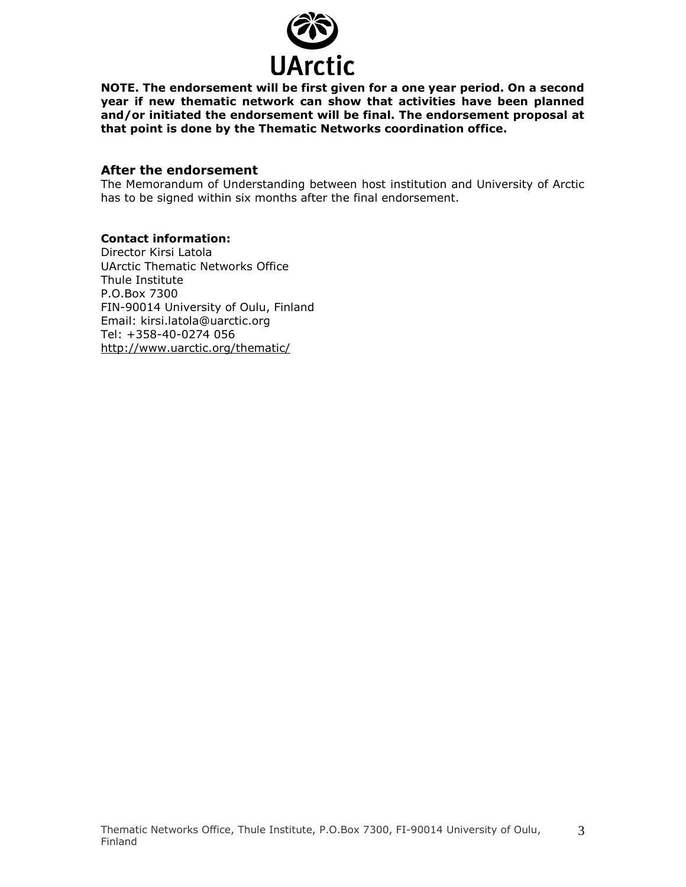**NOTE. The endorsement will be first given for a one year period. On a second year if new thematic network can show that activities have been planned and/or initiated the endorsement will be final. The endorsement proposal at that point is done by the Thematic Networks coordination office.**

## After the endorsement

The Memorandum of Understanding between host institution and University of Arctic has to be signed within six months after the final endorsement.

**Contact information:**
Director Kirsi Latola
UArctic Thematic Networks Office
Thule Institute
P.O.Box 7300
FIN-90014 University of Oulu, Finland
Email: kirsi.latola@uarctic.org
Tel: +358-40-0274 056
http://www.uarctic.org/thematic/